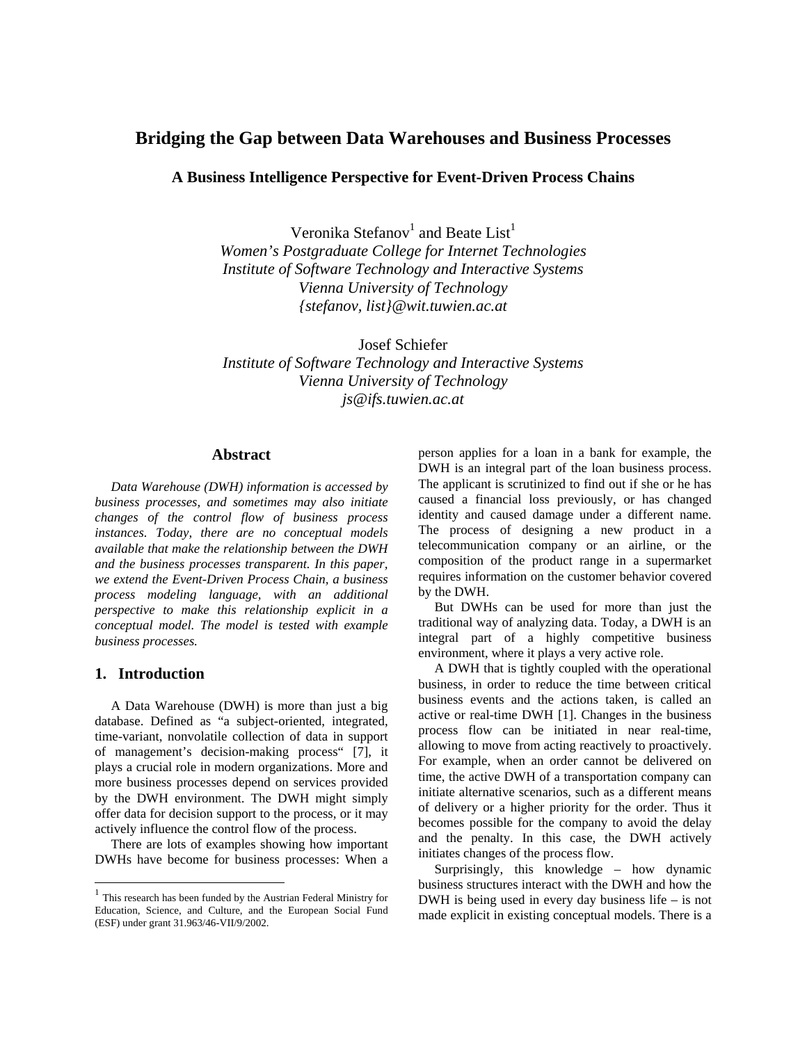# Bridging the Gap between Data Warehouses and Business Processes

## A Business Intelligence Perspective for Event-Driven Process Chains

Veronika Stefanov[1] and Beate List[1]
*Women's Postgraduate College for Internet Technologies*
*Institute of Software Technology and Interactive Systems*
*Vienna University of Technology*
*{stefanov, list}@wit.tuwien.ac.at*

Josef Schiefer
*Institute of Software Technology and Interactive Systems*
*Vienna University of Technology*
*js@ifs.tuwien.ac.at*

### Abstract

*Data Warehouse (DWH) information is accessed by business processes, and sometimes may also initiate changes of the control flow of business process instances. Today, there are no conceptual models available that make the relationship between the DWH and the business processes transparent. In this paper, we extend the Event-Driven Process Chain, a business process modeling language, with an additional perspective to make this relationship explicit in a conceptual model. The model is tested with example business processes.*

## 1. Introduction

A Data Warehouse (DWH) is more than just a big database. Defined as "a subject-oriented, integrated, time-variant, nonvolatile collection of data in support of management's decision-making process" [7], it plays a crucial role in modern organizations. More and more business processes depend on services provided by the DWH environment. The DWH might simply offer data for decision support to the process, or it may actively influence the control flow of the process.

There are lots of examples showing how important DWHs have become for business processes: When a person applies for a loan in a bank for example, the DWH is an integral part of the loan business process. The applicant is scrutinized to find out if she or he has caused a financial loss previously, or has changed identity and caused damage under a different name. The process of designing a new product in a telecommunication company or an airline, or the composition of the product range in a supermarket requires information on the customer behavior covered by the DWH.

But DWHs can be used for more than just the traditional way of analyzing data. Today, a DWH is an integral part of a highly competitive business environment, where it plays a very active role.

A DWH that is tightly coupled with the operational business, in order to reduce the time between critical business events and the actions taken, is called an active or real-time DWH [1]. Changes in the business process flow can be initiated in near real-time, allowing to move from acting reactively to proactively. For example, when an order cannot be delivered on time, the active DWH of a transportation company can initiate alternative scenarios, such as a different means of delivery or a higher priority for the order. Thus it becomes possible for the company to avoid the delay and the penalty. In this case, the DWH actively initiates changes of the process flow.

Surprisingly, this knowledge – how dynamic business structures interact with the DWH and how the DWH is being used in every day business life – is not made explicit in existing conceptual models. There is a

[1] This research has been funded by the Austrian Federal Ministry for Education, Science, and Culture, and the European Social Fund (ESF) under grant 31.963/46-VII/9/2002.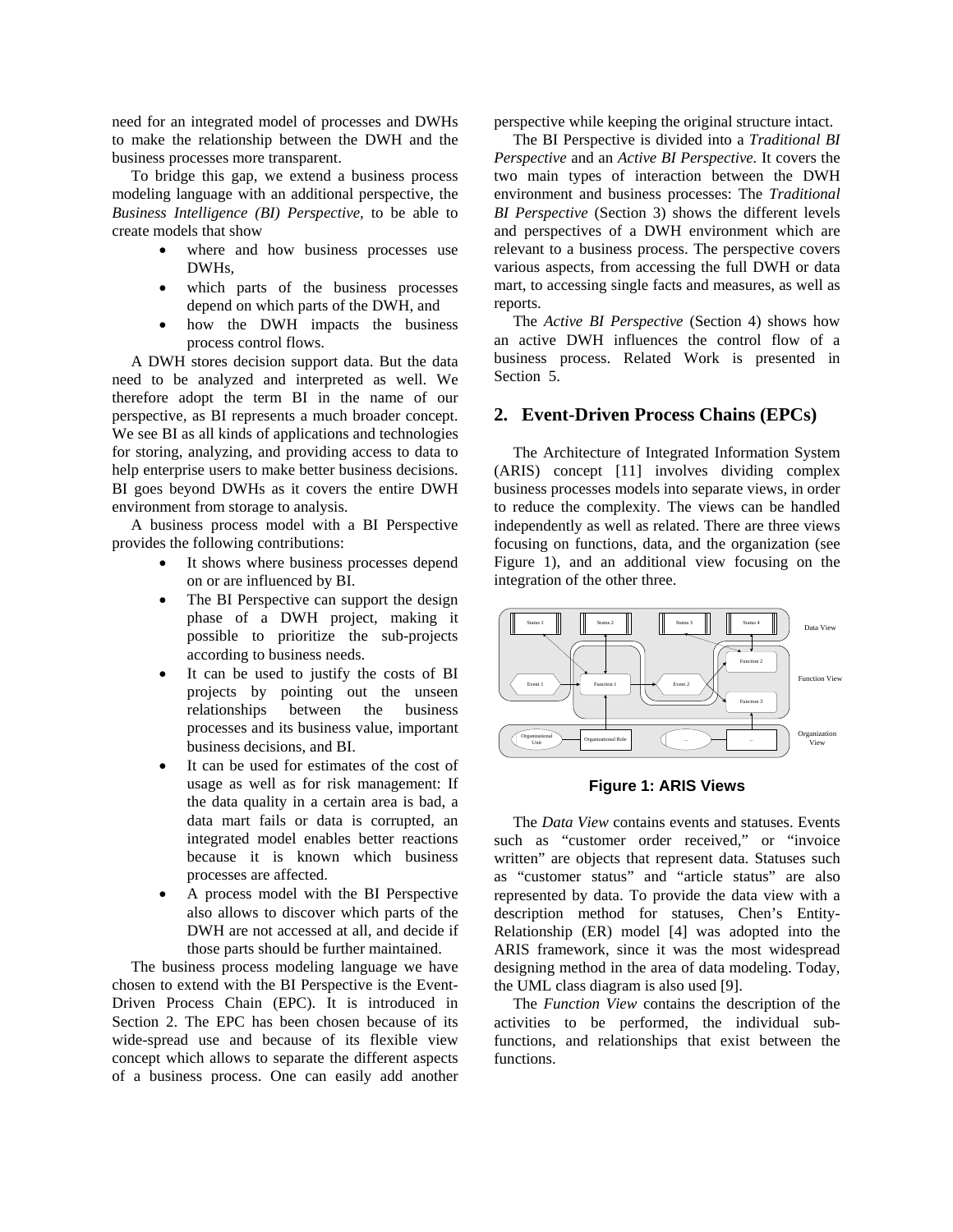need for an integrated model of processes and DWHs to make the relationship between the DWH and the business processes more transparent.

To bridge this gap, we extend a business process modeling language with an additional perspective, the *Business Intelligence (BI) Perspective*, to be able to create models that show

- where and how business processes use DWHs,
- which parts of the business processes depend on which parts of the DWH, and
- how the DWH impacts the business process control flows.

A DWH stores decision support data. But the data need to be analyzed and interpreted as well. We therefore adopt the term BI in the name of our perspective, as BI represents a much broader concept. We see BI as all kinds of applications and technologies for storing, analyzing, and providing access to data to help enterprise users to make better business decisions. BI goes beyond DWHs as it covers the entire DWH environment from storage to analysis.

A business process model with a BI Perspective provides the following contributions:

- It shows where business processes depend on or are influenced by BI.
- The BI Perspective can support the design phase of a DWH project, making it possible to prioritize the sub-projects according to business needs.
- It can be used to justify the costs of BI projects by pointing out the unseen relationships between the business processes and its business value, important business decisions, and BI.
- It can be used for estimates of the cost of usage as well as for risk management: If the data quality in a certain area is bad, a data mart fails or data is corrupted, an integrated model enables better reactions because it is known which business processes are affected.
- A process model with the BI Perspective also allows to discover which parts of the DWH are not accessed at all, and decide if those parts should be further maintained.

The business process modeling language we have chosen to extend with the BI Perspective is the Event-Driven Process Chain (EPC). It is introduced in Section 2. The EPC has been chosen because of its wide-spread use and because of its flexible view concept which allows to separate the different aspects of a business process. One can easily add another perspective while keeping the original structure intact.

The BI Perspective is divided into a *Traditional BI Perspective* and an *Active BI Perspective.* It covers the two main types of interaction between the DWH environment and business processes: The *Traditional BI Perspective* (Section 3) shows the different levels and perspectives of a DWH environment which are relevant to a business process. The perspective covers various aspects, from accessing the full DWH or data mart, to accessing single facts and measures, as well as reports.

The *Active BI Perspective* (Section 4) shows how an active DWH influences the control flow of a business process. Related Work is presented in Section 5.

## 2. Event-Driven Process Chains (EPCs)

The Architecture of Integrated Information System (ARIS) concept [11] involves dividing complex business processes models into separate views, in order to reduce the complexity. The views can be handled independently as well as related. There are three views focusing on functions, data, and the organization (see Figure 1), and an additional view focusing on the integration of the other three.

**Figure 1: ARIS Views**

The *Data View* contains events and statuses. Events such as "customer order received," or "invoice written" are objects that represent data. Statuses such as "customer status" and "article status" are also represented by data. To provide the data view with a description method for statuses, Chen's Entity-Relationship (ER) model [4] was adopted into the ARIS framework, since it was the most widespread designing method in the area of data modeling. Today, the UML class diagram is also used [9].

The *Function View* contains the description of the activities to be performed, the individual sub-functions, and relationships that exist between the functions.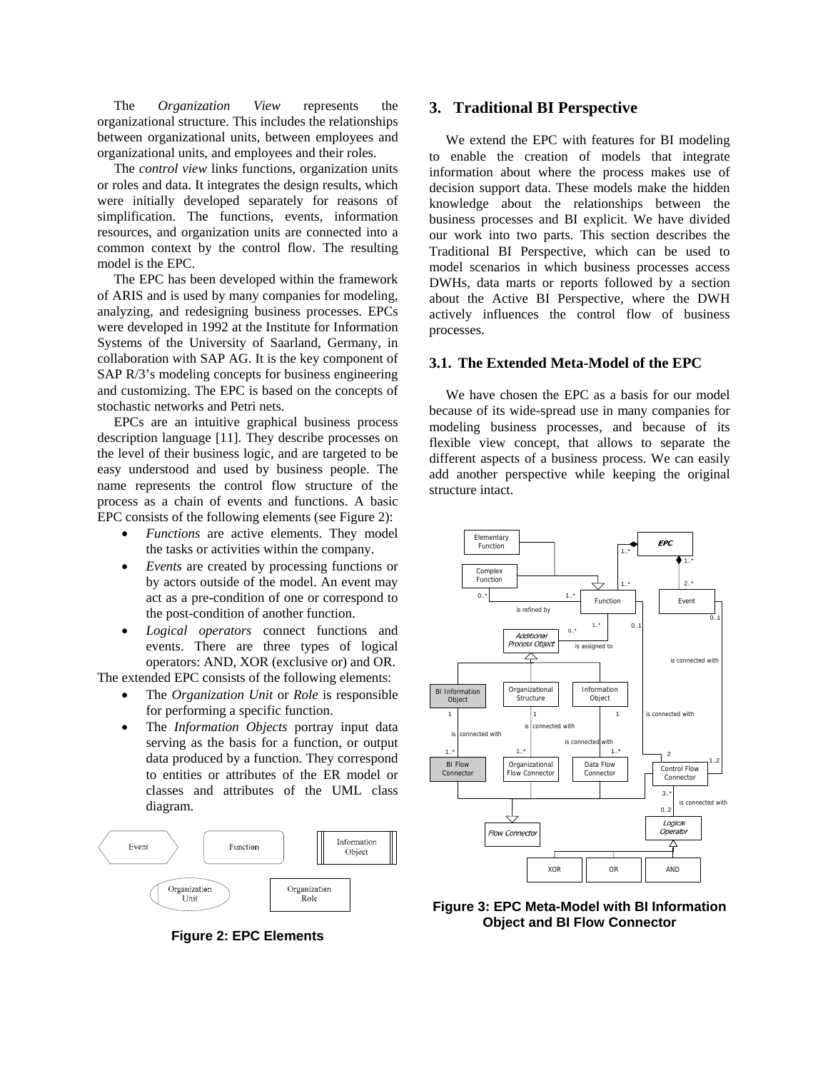The *Organization View* represents the organizational structure. This includes the relationships between organizational units, between employees and organizational units, and employees and their roles.

The *control view* links functions, organization units or roles and data. It integrates the design results, which were initially developed separately for reasons of simplification. The functions, events, information resources, and organization units are connected into a common context by the control flow. The resulting model is the EPC.

The EPC has been developed within the framework of ARIS and is used by many companies for modeling, analyzing, and redesigning business processes. EPCs were developed in 1992 at the Institute for Information Systems of the University of Saarland, Germany, in collaboration with SAP AG. It is the key component of SAP R/3's modeling concepts for business engineering and customizing. The EPC is based on the concepts of stochastic networks and Petri nets.

EPCs are an intuitive graphical business process description language [11]. They describe processes on the level of their business logic, and are targeted to be easy understood and used by business people. The name represents the control flow structure of the process as a chain of events and functions. A basic EPC consists of the following elements (see Figure 2):

- *Functions* are active elements. They model the tasks or activities within the company.
- *Events* are created by processing functions or by actors outside of the model. An event may act as a pre-condition of one or correspond to the post-condition of another function.
- *Logical operators* connect functions and events. There are three types of logical operators: AND, XOR (exclusive or) and OR.

The extended EPC consists of the following elements:

- The *Organization Unit* or *Role* is responsible for performing a specific function.
- The *Information Objects* portray input data serving as the basis for a function, or output data produced by a function. They correspond to entities or attributes of the ER model or classes and attributes of the UML class diagram.

**Figure 2: EPC Elements**

## 3. Traditional BI Perspective

We extend the EPC with features for BI modeling to enable the creation of models that integrate information about where the process makes use of decision support data. These models make the hidden knowledge about the relationships between the business processes and BI explicit. We have divided our work into two parts. This section describes the Traditional BI Perspective, which can be used to model scenarios in which business processes access DWHs, data marts or reports followed by a section about the Active BI Perspective, where the DWH actively influences the control flow of business processes.

### 3.1. The Extended Meta-Model of the EPC

We have chosen the EPC as a basis for our model because of its wide-spread use in many companies for modeling business processes, and because of its flexible view concept, that allows to separate the different aspects of a business process. We can easily add another perspective while keeping the original structure intact.

**Figure 3: EPC Meta-Model with BI Information Object and BI Flow Connector**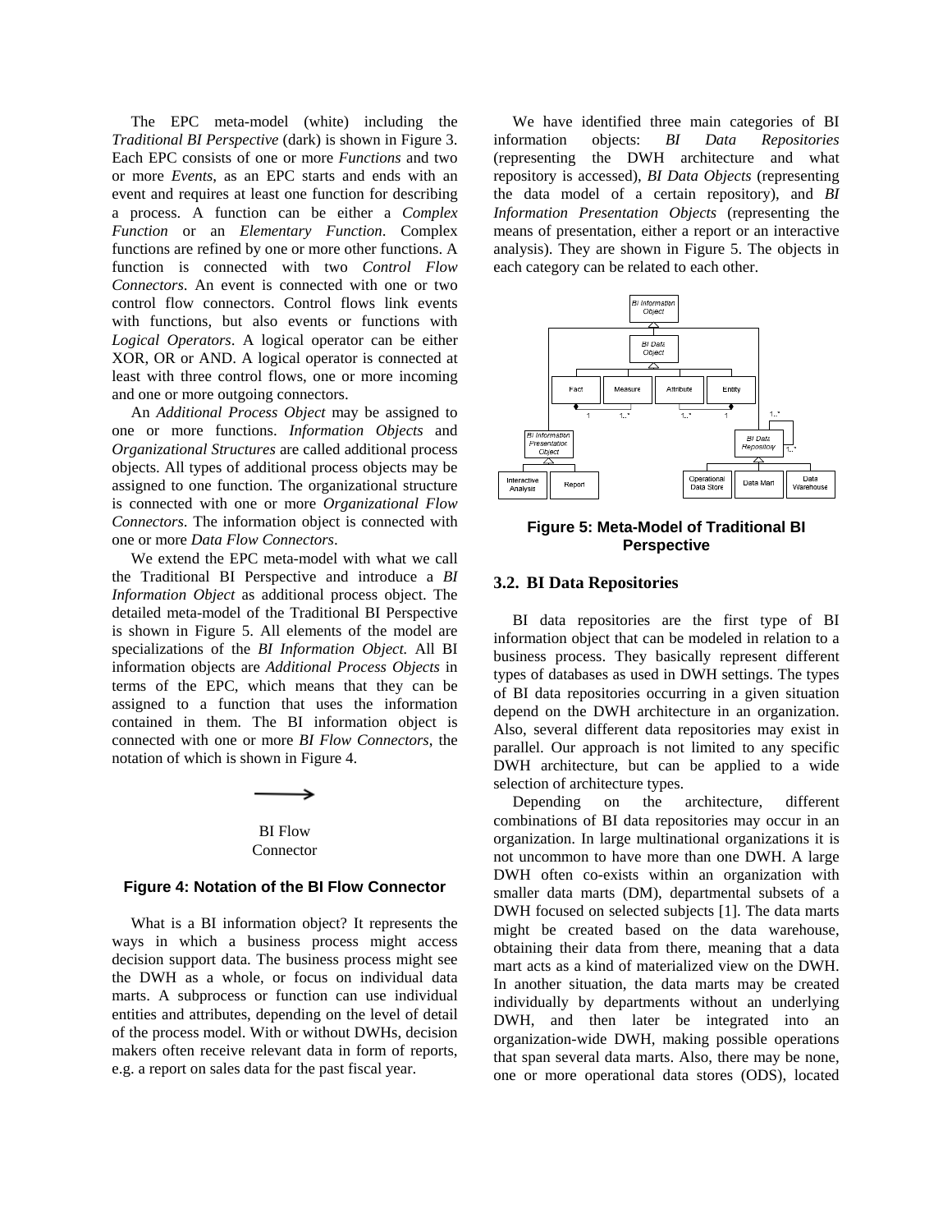The EPC meta-model (white) including the *Traditional BI Perspective* (dark) is shown in Figure 3. Each EPC consists of one or more *Functions* and two or more *Events*, as an EPC starts and ends with an event and requires at least one function for describing a process. A function can be either a *Complex Function* or an *Elementary Function*. Complex functions are refined by one or more other functions. A function is connected with two *Control Flow Connectors*. An event is connected with one or two control flow connectors. Control flows link events with functions, but also events or functions with *Logical Operators*. A logical operator can be either XOR, OR or AND. A logical operator is connected at least with three control flows, one or more incoming and one or more outgoing connectors.

An *Additional Process Object* may be assigned to one or more functions. *Information Objects* and *Organizational Structures* are called additional process objects. All types of additional process objects may be assigned to one function. The organizational structure is connected with one or more *Organizational Flow Connectors*. The information object is connected with one or more *Data Flow Connectors*.

We extend the EPC meta-model with what we call the Traditional BI Perspective and introduce a *BI Information Object* as additional process object. The detailed meta-model of the Traditional BI Perspective is shown in Figure 5. All elements of the model are specializations of the *BI Information Object.* All BI information objects are *Additional Process Objects* in terms of the EPC, which means that they can be assigned to a function that uses the information contained in them. The BI information object is connected with one or more *BI Flow Connectors*, the notation of which is shown in Figure 4.

BI Flow Connector

**Figure 4: Notation of the BI Flow Connector**

What is a BI information object? It represents the ways in which a business process might access decision support data. The business process might see the DWH as a whole, or focus on individual data marts. A subprocess or function can use individual entities and attributes, depending on the level of detail of the process model. With or without DWHs, decision makers often receive relevant data in form of reports, e.g. a report on sales data for the past fiscal year.

We have identified three main categories of BI information objects: *BI Data Repositories* (representing the DWH architecture and what repository is accessed), *BI Data Objects* (representing the data model of a certain repository), and *BI Information Presentation Objects* (representing the means of presentation, either a report or an interactive analysis). They are shown in Figure 5. The objects in each category can be related to each other.

**Figure 5: Meta-Model of Traditional BI Perspective**

## 3.2. BI Data Repositories

BI data repositories are the first type of BI information object that can be modeled in relation to a business process. They basically represent different types of databases as used in DWH settings. The types of BI data repositories occurring in a given situation depend on the DWH architecture in an organization. Also, several different data repositories may exist in parallel. Our approach is not limited to any specific DWH architecture, but can be applied to a wide selection of architecture types.

Depending on the architecture, different combinations of BI data repositories may occur in an organization. In large multinational organizations it is not uncommon to have more than one DWH. A large DWH often co-exists within an organization with smaller data marts (DM), departmental subsets of a DWH focused on selected subjects [1]. The data marts might be created based on the data warehouse, obtaining their data from there, meaning that a data mart acts as a kind of materialized view on the DWH. In another situation, the data marts may be created individually by departments without an underlying DWH, and then later be integrated into an organization-wide DWH, making possible operations that span several data marts. Also, there may be none, one or more operational data stores (ODS), located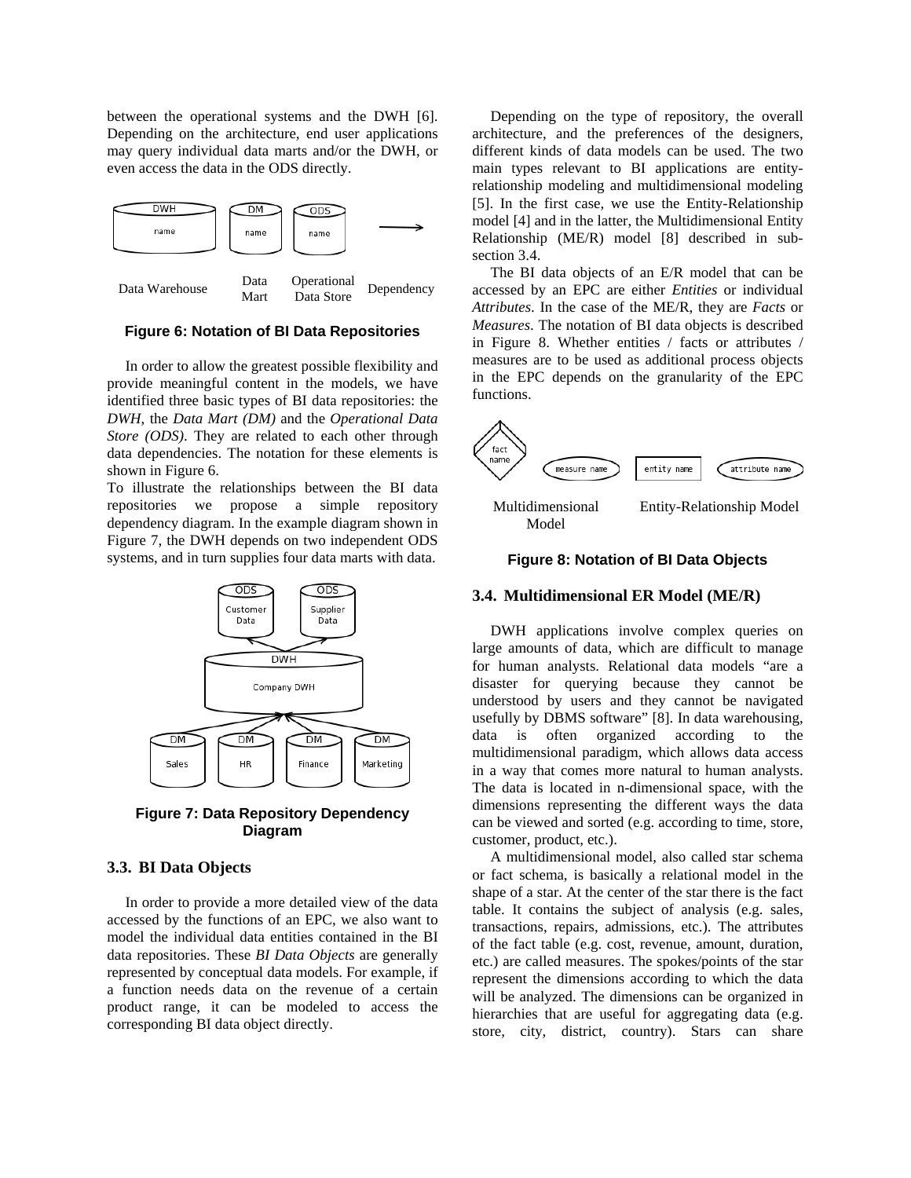between the operational systems and the DWH [6]. Depending on the architecture, end user applications may query individual data marts and/or the DWH, or even access the data in the ODS directly.

Figure 6: Notation of BI Data Repositories

In order to allow the greatest possible flexibility and provide meaningful content in the models, we have identified three basic types of BI data repositories: the *DWH*, the *Data Mart (DM)* and the *Operational Data Store (ODS)*. They are related to each other through data dependencies. The notation for these elements is shown in Figure 6.

To illustrate the relationships between the BI data repositories we propose a simple repository dependency diagram. In the example diagram shown in Figure 7, the DWH depends on two independent ODS systems, and in turn supplies four data marts with data.

Figure 7: Data Repository Dependency Diagram

### 3.3. BI Data Objects

In order to provide a more detailed view of the data accessed by the functions of an EPC, we also want to model the individual data entities contained in the BI data repositories. These *BI Data Objects* are generally represented by conceptual data models. For example, if a function needs data on the revenue of a certain product range, it can be modeled to access the corresponding BI data object directly.

Depending on the type of repository, the overall architecture, and the preferences of the designers, different kinds of data models can be used. The two main types relevant to BI applications are entity-relationship modeling and multidimensional modeling [5]. In the first case, we use the Entity-Relationship model [4] and in the latter, the Multidimensional Entity Relationship (ME/R) model [8] described in sub-section 3.4.

The BI data objects of an E/R model that can be accessed by an EPC are either *Entities* or individual *Attributes*. In the case of the ME/R, they are *Facts* or *Measures*. The notation of BI data objects is described in Figure 8. Whether entities / facts or attributes / measures are to be used as additional process objects in the EPC depends on the granularity of the EPC functions.

Figure 8: Notation of BI Data Objects

### 3.4. Multidimensional ER Model (ME/R)

DWH applications involve complex queries on large amounts of data, which are difficult to manage for human analysts. Relational data models "are a disaster for querying because they cannot be understood by users and they cannot be navigated usefully by DBMS software" [8]. In data warehousing, data is often organized according to the multidimensional paradigm, which allows data access in a way that comes more natural to human analysts. The data is located in n-dimensional space, with the dimensions representing the different ways the data can be viewed and sorted (e.g. according to time, store, customer, product, etc.).

A multidimensional model, also called star schema or fact schema, is basically a relational model in the shape of a star. At the center of the star there is the fact table. It contains the subject of analysis (e.g. sales, transactions, repairs, admissions, etc.). The attributes of the fact table (e.g. cost, revenue, amount, duration, etc.) are called measures. The spokes/points of the star represent the dimensions according to which the data will be analyzed. The dimensions can be organized in hierarchies that are useful for aggregating data (e.g. store, city, district, country). Stars can share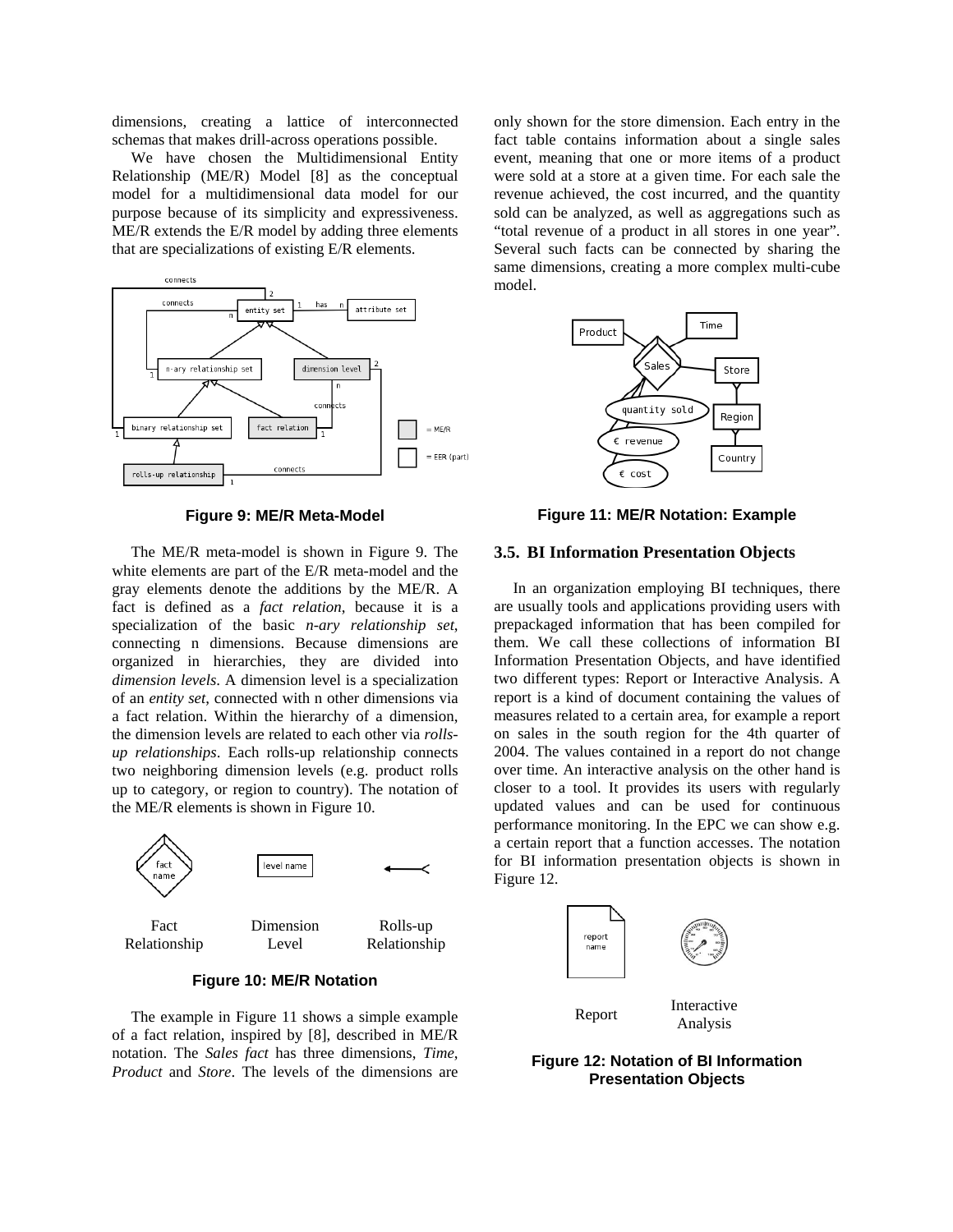dimensions, creating a lattice of interconnected schemas that makes drill-across operations possible.

We have chosen the Multidimensional Entity Relationship (ME/R) Model [8] as the conceptual model for a multidimensional data model for our purpose because of its simplicity and expressiveness. ME/R extends the E/R model by adding three elements that are specializations of existing E/R elements.

**Figure 9: ME/R Meta-Model**

The ME/R meta-model is shown in Figure 9. The white elements are part of the E/R meta-model and the gray elements denote the additions by the ME/R. A fact is defined as a *fact relation*, because it is a specialization of the basic *n-ary relationship set*, connecting n dimensions. Because dimensions are organized in hierarchies, they are divided into *dimension levels*. A dimension level is a specialization of an *entity set*, connected with n other dimensions via a fact relation. Within the hierarchy of a dimension, the dimension levels are related to each other via *rolls-up relationships*. Each rolls-up relationship connects two neighboring dimension levels (e.g. product rolls up to category, or region to country). The notation of the ME/R elements is shown in Figure 10.

Fact Relationship | Dimension Level | Rolls-up Relationship

**Figure 10: ME/R Notation**

The example in Figure 11 shows a simple example of a fact relation, inspired by [8], described in ME/R notation. The *Sales fact* has three dimensions, *Time, Product* and *Store*. The levels of the dimensions are only shown for the store dimension. Each entry in the fact table contains information about a single sales event, meaning that one or more items of a product were sold at a store at a given time. For each sale the revenue achieved, the cost incurred, and the quantity sold can be analyzed, as well as aggregations such as "total revenue of a product in all stores in one year". Several such facts can be connected by sharing the same dimensions, creating a more complex multi-cube model.

**Figure 11: ME/R Notation: Example**

### 3.5. BI Information Presentation Objects

In an organization employing BI techniques, there are usually tools and applications providing users with prepackaged information that has been compiled for them. We call these collections of information BI Information Presentation Objects, and have identified two different types: Report or Interactive Analysis. A report is a kind of document containing the values of measures related to a certain area, for example a report on sales in the south region for the 4th quarter of 2004. The values contained in a report do not change over time. An interactive analysis on the other hand is closer to a tool. It provides its users with regularly updated values and can be used for continuous performance monitoring. In the EPC we can show e.g. a certain report that a function accesses. The notation for BI information presentation objects is shown in Figure 12.

Report | Interactive Analysis

**Figure 12: Notation of BI Information Presentation Objects**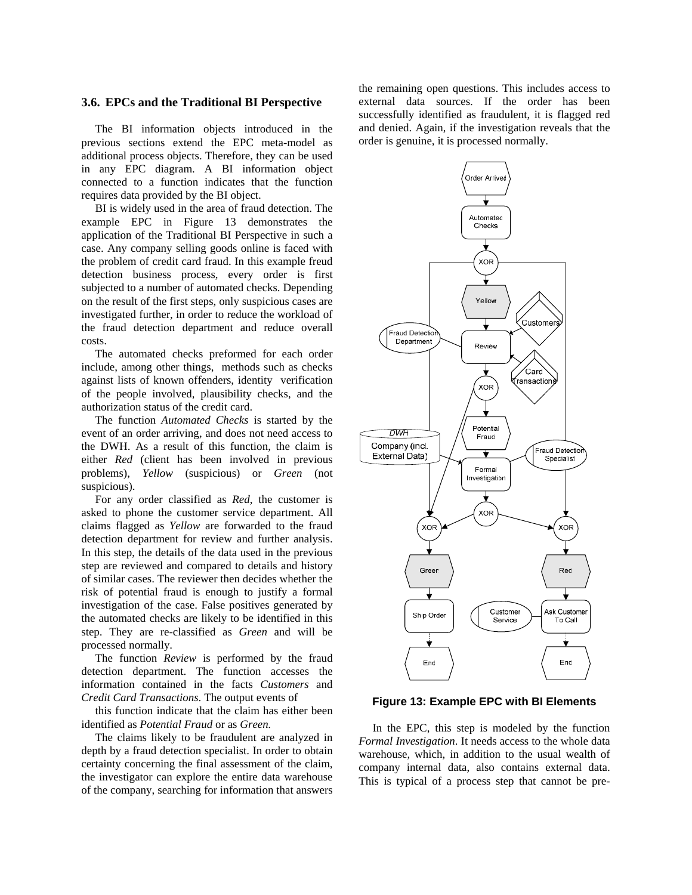### 3.6. EPCs and the Traditional BI Perspective

The BI information objects introduced in the previous sections extend the EPC meta-model as additional process objects. Therefore, they can be used in any EPC diagram. A BI information object connected to a function indicates that the function requires data provided by the BI object.

BI is widely used in the area of fraud detection. The example EPC in Figure 13 demonstrates the application of the Traditional BI Perspective in such a case. Any company selling goods online is faced with the problem of credit card fraud. In this example freud detection business process, every order is first subjected to a number of automated checks. Depending on the result of the first steps, only suspicious cases are investigated further, in order to reduce the workload of the fraud detection department and reduce overall costs.

The automated checks preformed for each order include, among other things, methods such as checks against lists of known offenders, identity verification of the people involved, plausibility checks, and the authorization status of the credit card.

The function *Automated Checks* is started by the event of an order arriving, and does not need access to the DWH. As a result of this function, the claim is either *Red* (client has been involved in previous problems), *Yellow* (suspicious) or *Green* (not suspicious).

For any order classified as *Red*, the customer is asked to phone the customer service department. All claims flagged as *Yellow* are forwarded to the fraud detection department for review and further analysis. In this step, the details of the data used in the previous step are reviewed and compared to details and history of similar cases. The reviewer then decides whether the risk of potential fraud is enough to justify a formal investigation of the case. False positives generated by the automated checks are likely to be identified in this step. They are re-classified as *Green* and will be processed normally.

The function *Review* is performed by the fraud detection department. The function accesses the information contained in the facts *Customers* and *Credit Card Transactions*. The output events of this function indicate that the claim has either been identified as *Potential Fraud* or as *Green.*

The claims likely to be fraudulent are analyzed in depth by a fraud detection specialist. In order to obtain certainty concerning the final assessment of the claim, the investigator can explore the entire data warehouse of the company, searching for information that answers the remaining open questions. This includes access to external data sources. If the order has been successfully identified as fraudulent, it is flagged red and denied. Again, if the investigation reveals that the order is genuine, it is processed normally.

**Figure 13: Example EPC with BI Elements**

In the EPC, this step is modeled by the function *Formal Investigation*. It needs access to the whole data warehouse, which, in addition to the usual wealth of company internal data, also contains external data. This is typical of a process step that cannot be pre-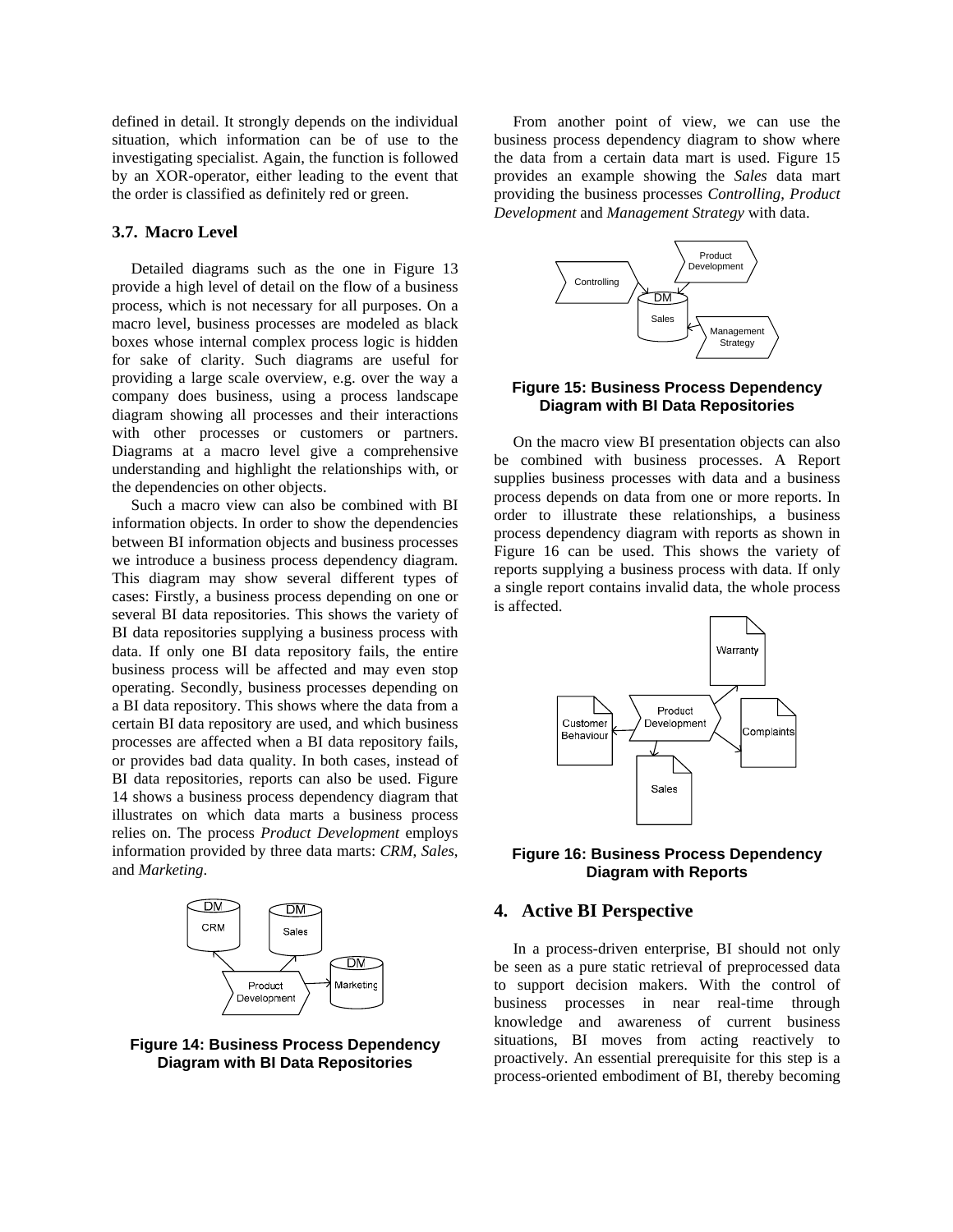defined in detail. It strongly depends on the individual situation, which information can be of use to the investigating specialist. Again, the function is followed by an XOR-operator, either leading to the event that the order is classified as definitely red or green.

### 3.7. Macro Level

Detailed diagrams such as the one in Figure 13 provide a high level of detail on the flow of a business process, which is not necessary for all purposes. On a macro level, business processes are modeled as black boxes whose internal complex process logic is hidden for sake of clarity. Such diagrams are useful for providing a large scale overview, e.g. over the way a company does business, using a process landscape diagram showing all processes and their interactions with other processes or customers or partners. Diagrams at a macro level give a comprehensive understanding and highlight the relationships with, or the dependencies on other objects.

Such a macro view can also be combined with BI information objects. In order to show the dependencies between BI information objects and business processes we introduce a business process dependency diagram. This diagram may show several different types of cases: Firstly, a business process depending on one or several BI data repositories. This shows the variety of BI data repositories supplying a business process with data. If only one BI data repository fails, the entire business process will be affected and may even stop operating. Secondly, business processes depending on a BI data repository. This shows where the data from a certain BI data repository are used, and which business processes are affected when a BI data repository fails, or provides bad data quality. In both cases, instead of BI data repositories, reports can also be used. Figure 14 shows a business process dependency diagram that illustrates on which data marts a business process relies on. The process *Product Development* employs information provided by three data marts: *CRM*, *Sales*, and *Marketing*.

DM
CRM
DM
Sales
DM
Marketing
Product Development

**Figure 14: Business Process Dependency Diagram with BI Data Repositories**

From another point of view, we can use the business process dependency diagram to show where the data from a certain data mart is used. Figure 15 provides an example showing the *Sales* data mart providing the business processes *Controlling*, *Product Development* and *Management Strategy* with data.

Product Development
Controlling
DM
Sales
Management Strategy

**Figure 15: Business Process Dependency Diagram with BI Data Repositories**

On the macro view BI presentation objects can also be combined with business processes. A Report supplies business processes with data and a business process depends on data from one or more reports. In order to illustrate these relationships, a business process dependency diagram with reports as shown in Figure 16 can be used. This shows the variety of reports supplying a business process with data. If only a single report contains invalid data, the whole process is affected.

Warranty
Customer Behaviour
Product Development
Complaints
Sales

**Figure 16: Business Process Dependency Diagram with Reports**

## 4. Active BI Perspective

In a process-driven enterprise, BI should not only be seen as a pure static retrieval of preprocessed data to support decision makers. With the control of business processes in near real-time through knowledge and awareness of current business situations, BI moves from acting reactively to proactively. An essential prerequisite for this step is a process-oriented embodiment of BI, thereby becoming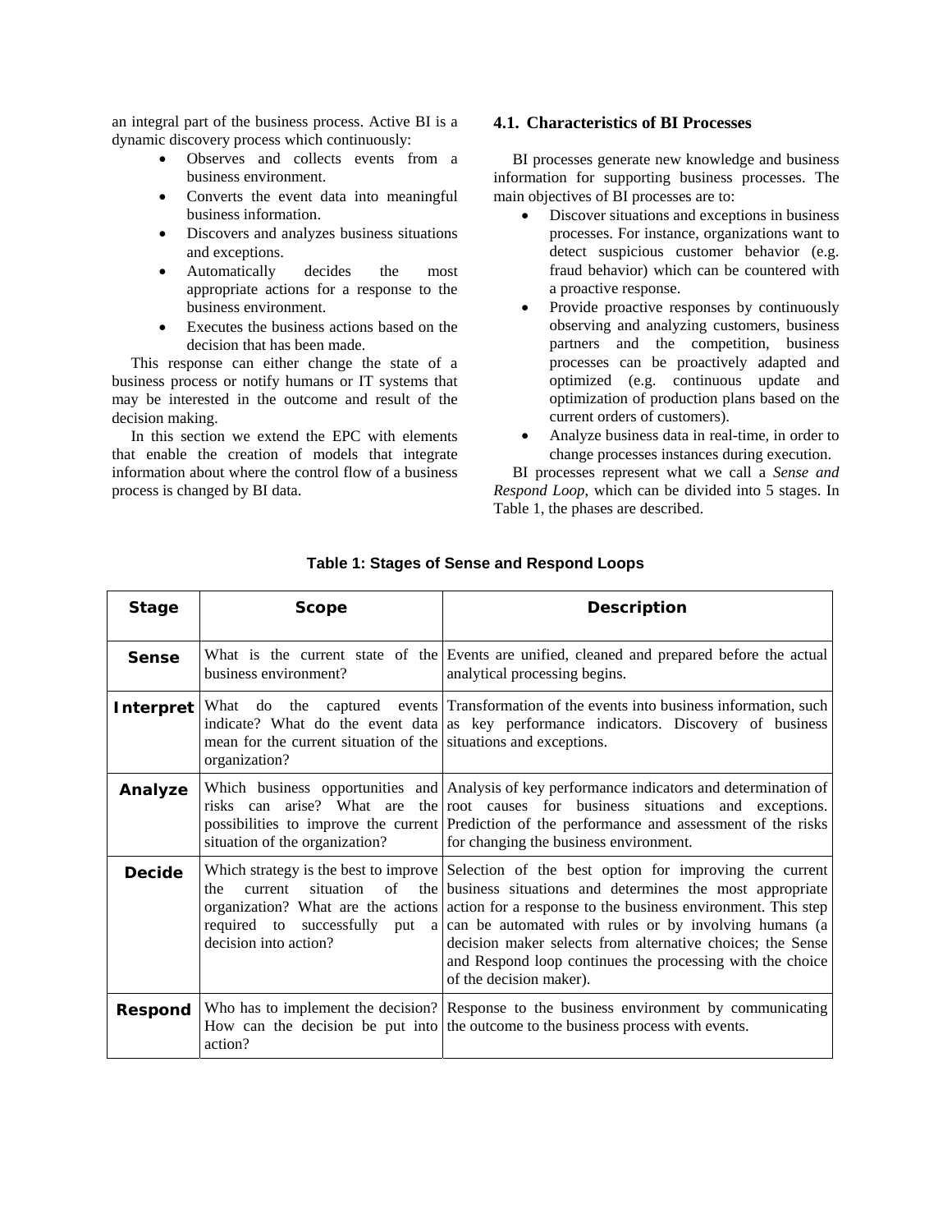an integral part of the business process. Active BI is a dynamic discovery process which continuously:

- Observes and collects events from a business environment.
- Converts the event data into meaningful business information.
- Discovers and analyzes business situations and exceptions.
- Automatically decides the most appropriate actions for a response to the business environment.
- Executes the business actions based on the decision that has been made.

This response can either change the state of a business process or notify humans or IT systems that may be interested in the outcome and result of the decision making.

In this section we extend the EPC with elements that enable the creation of models that integrate information about where the control flow of a business process is changed by BI data.

### 4.1. Characteristics of BI Processes

BI processes generate new knowledge and business information for supporting business processes. The main objectives of BI processes are to:

- Discover situations and exceptions in business processes. For instance, organizations want to detect suspicious customer behavior (e.g. fraud behavior) which can be countered with a proactive response.
- Provide proactive responses by continuously observing and analyzing customers, business partners and the competition, business processes can be proactively adapted and optimized (e.g. continuous update and optimization of production plans based on the current orders of customers).
- Analyze business data in real-time, in order to change processes instances during execution.

BI processes represent what we call a *Sense and Respond Loop*, which can be divided into 5 stages. In Table 1, the phases are described.

**Table 1: Stages of Sense and Respond Loops**

| Stage | Scope | Description |
|---|---|---|
| **Sense** | What is the current state of the business environment? | Events are unified, cleaned and prepared before the actual analytical processing begins. |
| **Interpret** | What do the captured events indicate? What do the event data mean for the current situation of the organization? | Transformation of the events into business information, such as key performance indicators. Discovery of business situations and exceptions. |
| **Analyze** | Which business opportunities and risks can arise? What are the possibilities to improve the current situation of the organization? | Analysis of key performance indicators and determination of root causes for business situations and exceptions. Prediction of the performance and assessment of the risks for changing the business environment. |
| **Decide** | Which strategy is the best to improve the current situation of the organization? What are the actions required to successfully put a decision into action? | Selection of the best option for improving the current business situations and determines the most appropriate action for a response to the business environment. This step can be automated with rules or by involving humans (a decision maker selects from alternative choices; the Sense and Respond loop continues the processing with the choice of the decision maker). |
| **Respond** | Who has to implement the decision? How can the decision be put into action? | Response to the business environment by communicating the outcome to the business process with events. |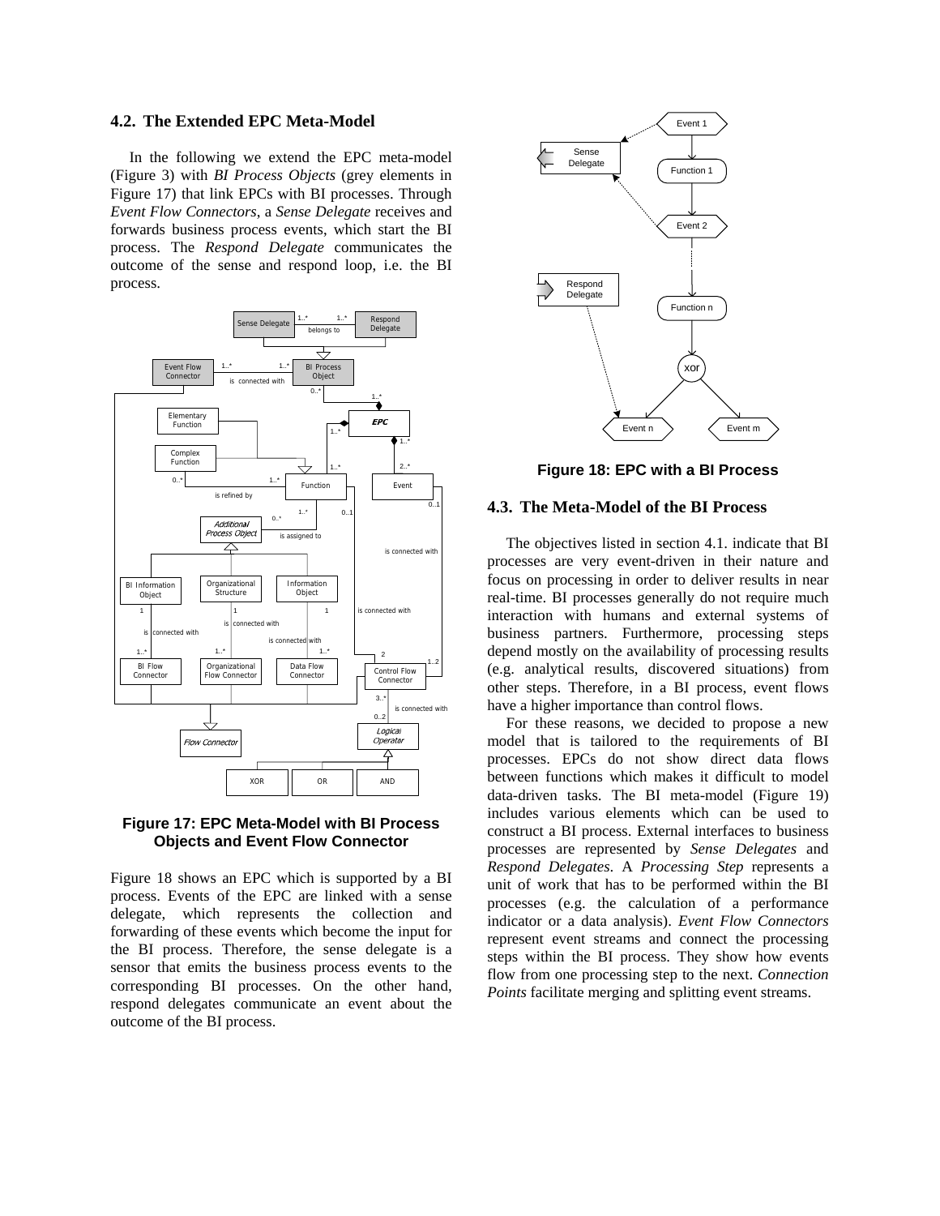### 4.2. The Extended EPC Meta-Model

In the following we extend the EPC meta-model (Figure 3) with *BI Process Objects* (grey elements in Figure 17) that link EPCs with BI processes. Through *Event Flow Connectors*, a *Sense Delegate* receives and forwards business process events, which start the BI process. The *Respond Delegate* communicates the outcome of the sense and respond loop, i.e. the BI process.

**Figure 17: EPC Meta-Model with BI Process Objects and Event Flow Connector**

Figure 18 shows an EPC which is supported by a BI process. Events of the EPC are linked with a sense delegate, which represents the collection and forwarding of these events which become the input for the BI process. Therefore, the sense delegate is a sensor that emits the business process events to the corresponding BI processes. On the other hand, respond delegates communicate an event about the outcome of the BI process.

**Figure 18: EPC with a BI Process**

### 4.3. The Meta-Model of the BI Process

The objectives listed in section 4.1. indicate that BI processes are very event-driven in their nature and focus on processing in order to deliver results in near real-time. BI processes generally do not require much interaction with humans and external systems of business partners. Furthermore, processing steps depend mostly on the availability of processing results (e.g. analytical results, discovered situations) from other steps. Therefore, in a BI process, event flows have a higher importance than control flows.

For these reasons, we decided to propose a new model that is tailored to the requirements of BI processes. EPCs do not show direct data flows between functions which makes it difficult to model data-driven tasks. The BI meta-model (Figure 19) includes various elements which can be used to construct a BI process. External interfaces to business processes are represented by *Sense Delegates* and *Respond Delegates*. A *Processing Step* represents a unit of work that has to be performed within the BI processes (e.g. the calculation of a performance indicator or a data analysis). *Event Flow Connectors* represent event streams and connect the processing steps within the BI process. They show how events flow from one processing step to the next. *Connection Points* facilitate merging and splitting event streams.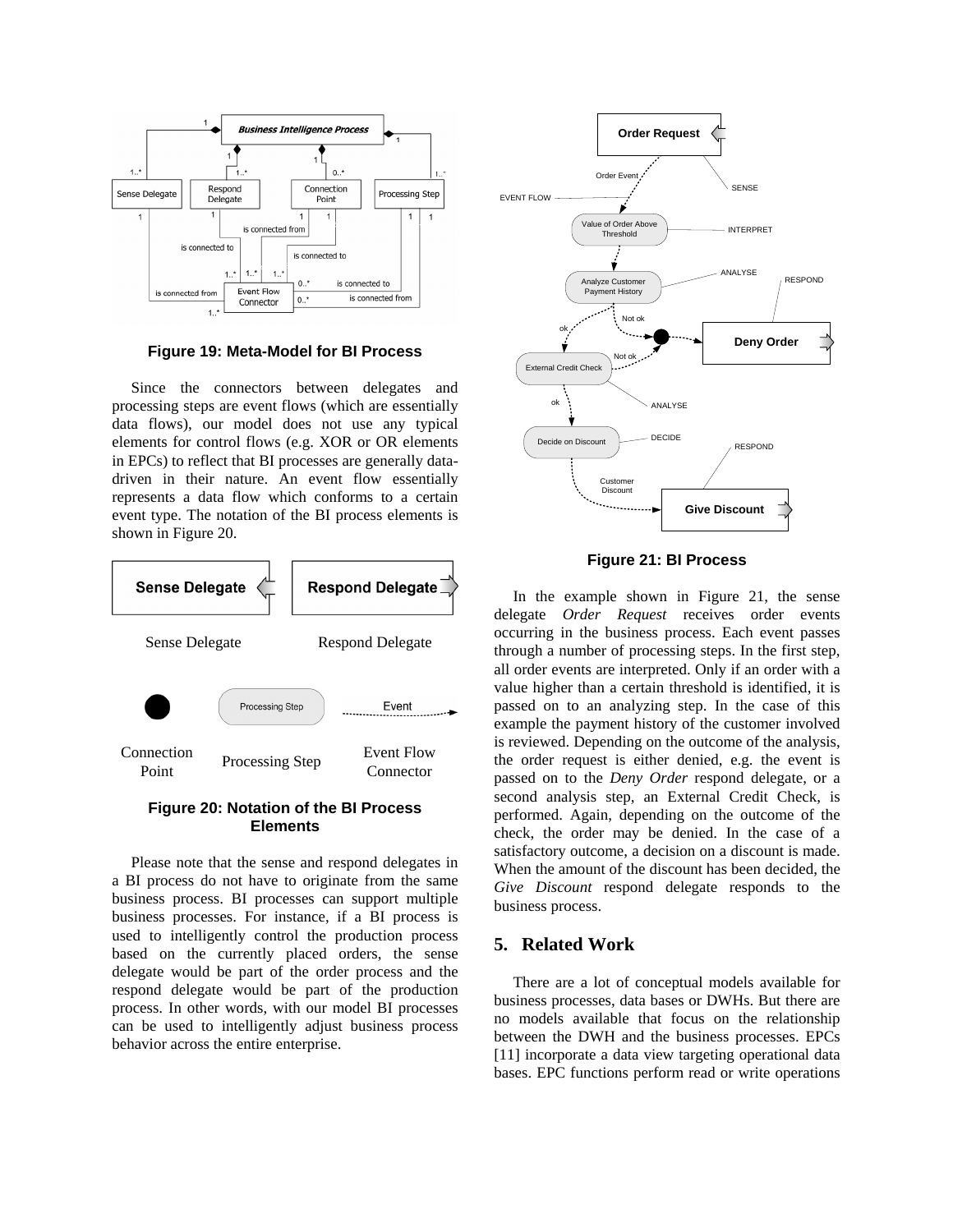Business Intelligence Process

1

1

1

1

1..*

1..*

0..*

1..*

Sense Delegate

Respond Delegate

Connection Point

Processing Step

1

1

1

1

1

1

is connected from

is connected to

is connected to

1..*

1..*

1..*

0..*

is connected to

is connected from

Event Flow Connector

0..*

is connected from

1..*

**Figure 19: Meta-Model for BI Process**

Since the connectors between delegates and processing steps are event flows (which are essentially data flows), our model does not use any typical elements for control flows (e.g. XOR or OR elements in EPCs) to reflect that BI processes are generally data-driven in their nature. An event flow essentially represents a data flow which conforms to a certain event type. The notation of the BI process elements is shown in Figure 20.

Sense Delegate

Respond Delegate

Processing Step

Event

Sense Delegate

Respond Delegate

Connection Point

Processing Step

Event Flow Connector

**Figure 20: Notation of the BI Process Elements**

Please note that the sense and respond delegates in a BI process do not have to originate from the same business process. BI processes can support multiple business processes. For instance, if a BI process is used to intelligently control the production process based on the currently placed orders, the sense delegate would be part of the order process and the respond delegate would be part of the production process. In other words, with our model BI processes can be used to intelligently adjust business process behavior across the entire enterprise.

Order Request

Order Event

SENSE

EVENT FLOW

Value of Order Above Threshold

INTERPRET

ANALYSE

RESPOND

Analyze Customer Payment History

Not ok

ok

Deny Order

Not ok

External Credit Check

ok

ANALYSE

DECIDE

Decide on Discount

RESPOND

Customer Discount

Give Discount

**Figure 21: BI Process**

In the example shown in Figure 21, the sense delegate *Order Request* receives order events occurring in the business process. Each event passes through a number of processing steps. In the first step, all order events are interpreted. Only if an order with a value higher than a certain threshold is identified, it is passed on to an analyzing step. In the case of this example the payment history of the customer involved is reviewed. Depending on the outcome of the analysis, the order request is either denied, e.g. the event is passed on to the *Deny Order* respond delegate, or a second analysis step, an External Credit Check, is performed. Again, depending on the outcome of the check, the order may be denied. In the case of a satisfactory outcome, a decision on a discount is made. When the amount of the discount has been decided, the *Give Discount* respond delegate responds to the business process.

## 5. Related Work

There are a lot of conceptual models available for business processes, data bases or DWHs. But there are no models available that focus on the relationship between the DWH and the business processes. EPCs [11] incorporate a data view targeting operational data bases. EPC functions perform read or write operations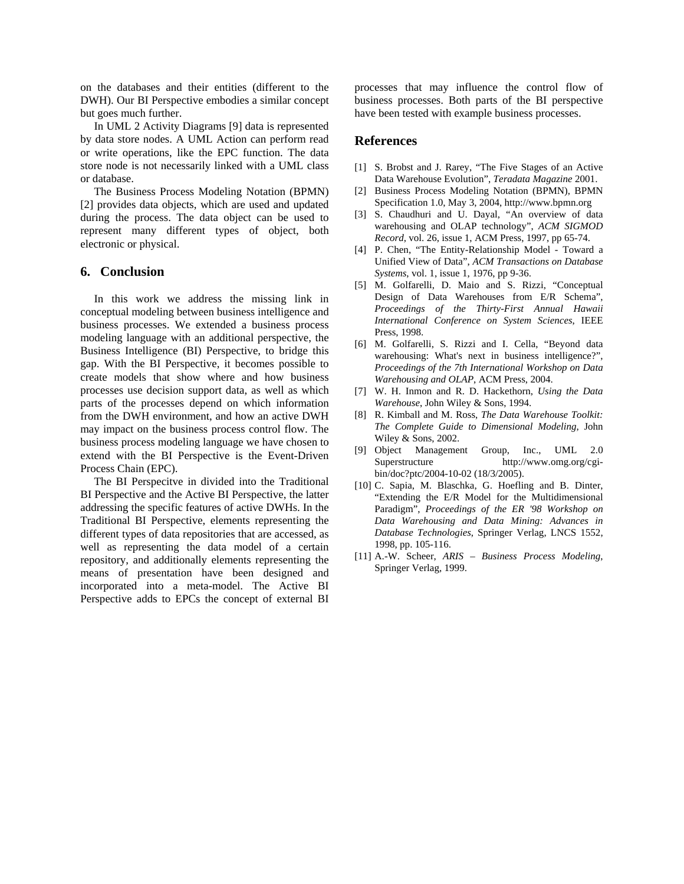on the databases and their entities (different to the DWH). Our BI Perspective embodies a similar concept but goes much further.

In UML 2 Activity Diagrams [9] data is represented by data store nodes. A UML Action can perform read or write operations, like the EPC function. The data store node is not necessarily linked with a UML class or database.

The Business Process Modeling Notation (BPMN) [2] provides data objects, which are used and updated during the process. The data object can be used to represent many different types of object, both electronic or physical.

## 6. Conclusion

In this work we address the missing link in conceptual modeling between business intelligence and business processes. We extended a business process modeling language with an additional perspective, the Business Intelligence (BI) Perspective, to bridge this gap. With the BI Perspective, it becomes possible to create models that show where and how business processes use decision support data, as well as which parts of the processes depend on which information from the DWH environment, and how an active DWH may impact on the business process control flow. The business process modeling language we have chosen to extend with the BI Perspective is the Event-Driven Process Chain (EPC).

The BI Perspecitve in divided into the Traditional BI Perspective and the Active BI Perspective, the latter addressing the specific features of active DWHs. In the Traditional BI Perspective, elements representing the different types of data repositories that are accessed, as well as representing the data model of a certain repository, and additionally elements representing the means of presentation have been designed and incorporated into a meta-model. The Active BI Perspective adds to EPCs the concept of external BI processes that may influence the control flow of business processes. Both parts of the BI perspective have been tested with example business processes.

## References

[1] S. Brobst and J. Rarey, "The Five Stages of an Active Data Warehouse Evolution", *Teradata Magazine* 2001.

[2] Business Process Modeling Notation (BPMN), BPMN Specification 1.0, May 3, 2004, http://www.bpmn.org

[3] S. Chaudhuri and U. Dayal, "An overview of data warehousing and OLAP technology", *ACM SIGMOD Record*, vol. 26, issue 1, ACM Press, 1997, pp 65-74.

[4] P. Chen, "The Entity-Relationship Model - Toward a Unified View of Data", *ACM Transactions on Database Systems*, vol. 1, issue 1, 1976, pp 9-36.

[5] M. Golfarelli, D. Maio and S. Rizzi, "Conceptual Design of Data Warehouses from E/R Schema", *Proceedings of the Thirty-First Annual Hawaii International Conference on System Sciences*, IEEE Press, 1998.

[6] M. Golfarelli, S. Rizzi and I. Cella, "Beyond data warehousing: What's next in business intelligence?", *Proceedings of the 7th International Workshop on Data Warehousing and OLAP*, ACM Press, 2004.

[7] W. H. Inmon and R. D. Hackethorn, *Using the Data Warehouse*, John Wiley & Sons, 1994.

[8] R. Kimball and M. Ross, *The Data Warehouse Toolkit: The Complete Guide to Dimensional Modeling*, John Wiley & Sons, 2002.

[9] Object Management Group, Inc., UML 2.0 Superstructure http://www.omg.org/cgi-bin/doc?ptc/2004-10-02 (18/3/2005).

[10] C. Sapia, M. Blaschka, G. Hoefling and B. Dinter, "Extending the E/R Model for the Multidimensional Paradigm", *Proceedings of the ER '98 Workshop on Data Warehousing and Data Mining: Advances in Database Technologies*, Springer Verlag, LNCS 1552, 1998, pp. 105-116.

[11] A.-W. Scheer, *ARIS – Business Process Modeling*, Springer Verlag, 1999.